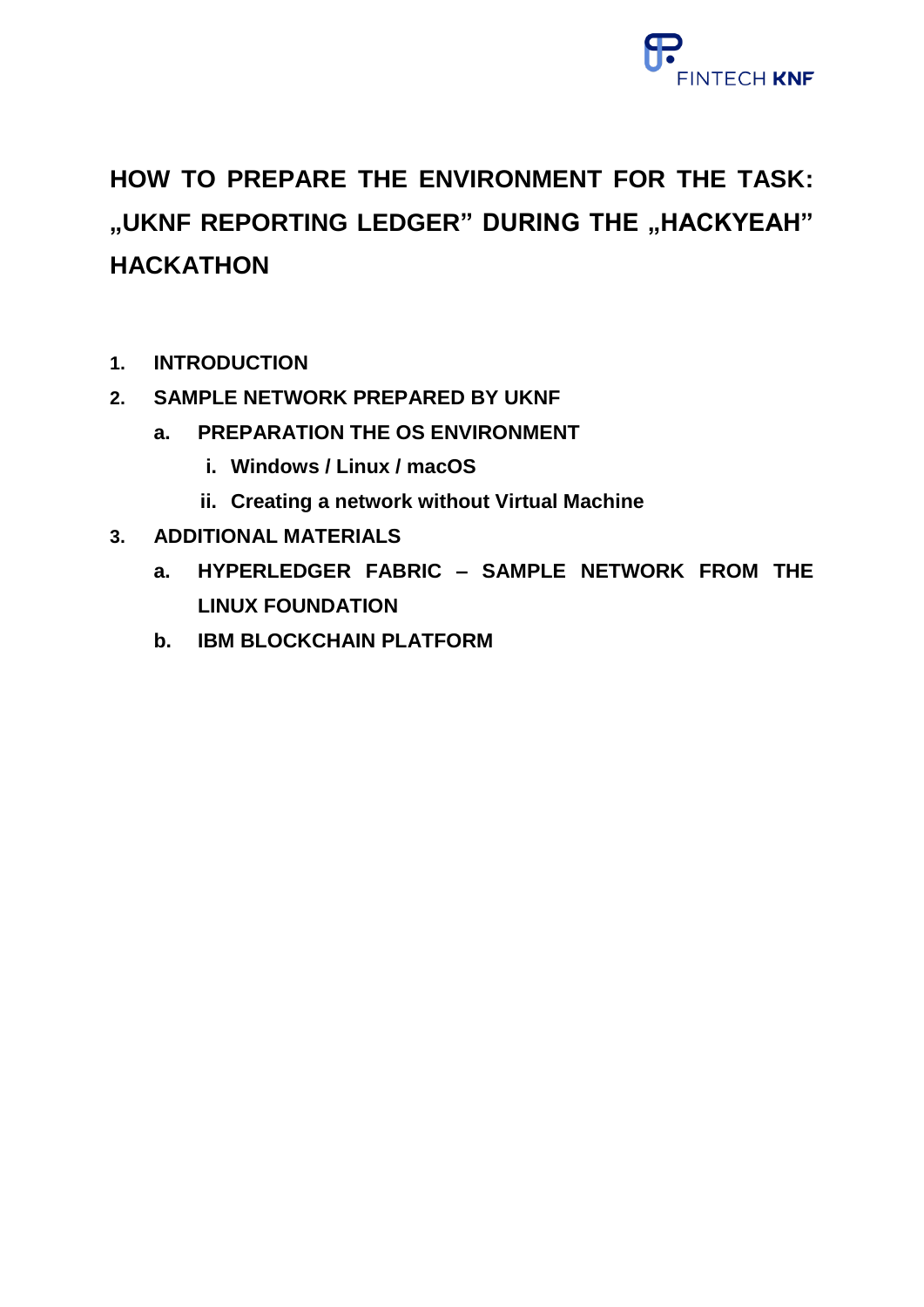# HOW TO PREPARE THE ENVIRONMENT FOR THE TASK: „UKNF REPORTING LEDGER" DURING THE „HACKYEAH" HACKATHON

1. **INTRODUCTION**
2. **SAMPLE NETWORK PREPARED BY UKNF**
   a. **PREPARATION THE OS ENVIRONMENT**
      i. **Windows / Linux / macOS**
      ii. **Creating a network without Virtual Machine**
3. **ADDITIONAL MATERIALS**
   a. **HYPERLEDGER FABRIC – SAMPLE NETWORK FROM THE LINUX FOUNDATION**
   b. **IBM BLOCKCHAIN PLATFORM**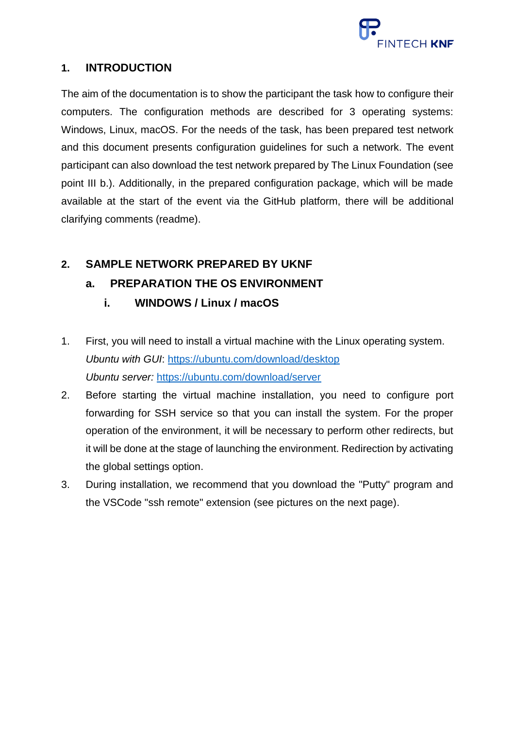## 1. INTRODUCTION

The aim of the documentation is to show the participant the task how to configure their computers. The configuration methods are described for 3 operating systems: Windows, Linux, macOS. For the needs of the task, has been prepared test network and this document presents configuration guidelines for such a network. The event participant can also download the test network prepared by The Linux Foundation (see point III b.). Additionally, in the prepared configuration package, which will be made available at the start of the event via the GitHub platform, there will be additional clarifying comments (readme).

## 2. SAMPLE NETWORK PREPARED BY UKNF

### a. PREPARATION THE OS ENVIRONMENT

#### i. WINDOWS / Linux / macOS

1. First, you will need to install a virtual machine with the Linux operating system.
   *Ubuntu with GUI*: https://ubuntu.com/download/desktop
   *Ubuntu server:* https://ubuntu.com/download/server
2. Before starting the virtual machine installation, you need to configure port forwarding for SSH service so that you can install the system. For the proper operation of the environment, it will be necessary to perform other redirects, but it will be done at the stage of launching the environment. Redirection by activating the global settings option.
3. During installation, we recommend that you download the "Putty" program and the VSCode "ssh remote" extension (see pictures on the next page).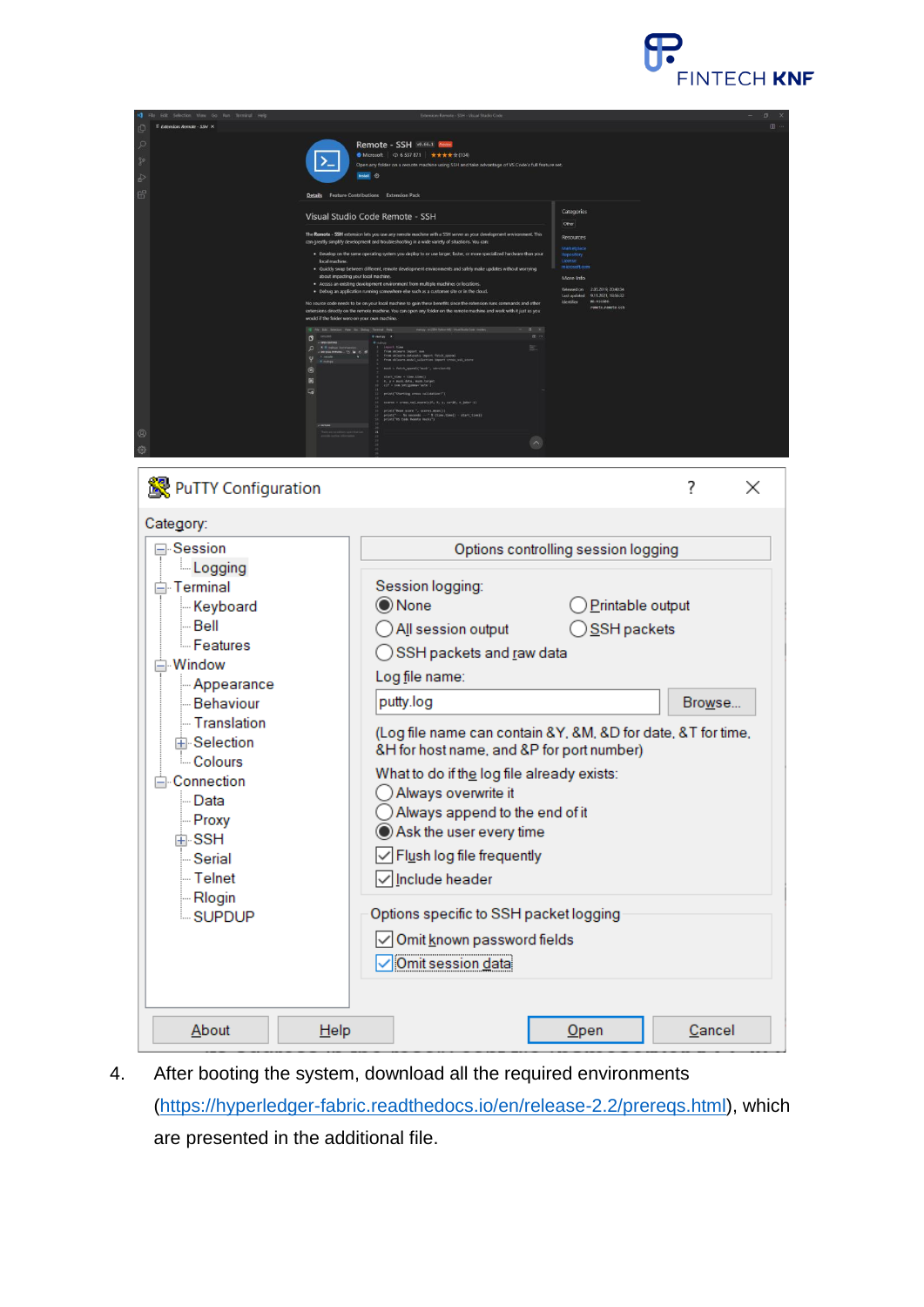4. After booting the system, download all the required environments (https://hyperledger-fabric.readthedocs.io/en/release-2.2/prereqs.html), which are presented in the additional file.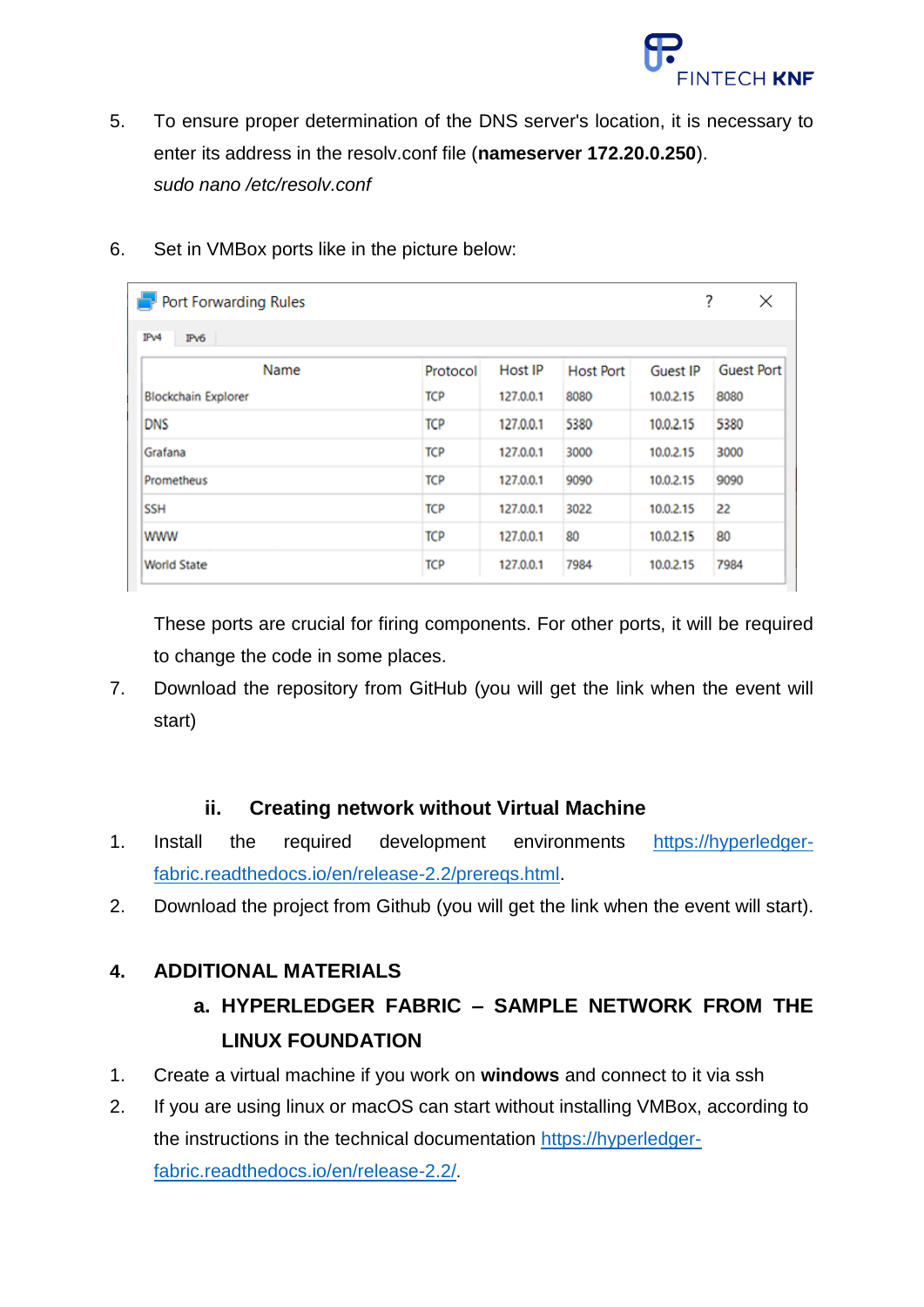5. To ensure proper determination of the DNS server's location, it is necessary to enter its address in the resolv.conf file (**nameserver 172.20.0.250**).
   *sudo nano /etc/resolv.conf*

6. Set in VMBox ports like in the picture below:

Port Forwarding Rules

IPv4 IPv6

| Name | Protocol | Host IP | Host Port | Guest IP | Guest Port |
|---|---|---|---|---|---|
| Blockchain Explorer | TCP | 127.0.0.1 | 8080 | 10.0.2.15 | 8080 |
| DNS | TCP | 127.0.0.1 | 5380 | 10.0.2.15 | 5380 |
| Grafana | TCP | 127.0.0.1 | 3000 | 10.0.2.15 | 3000 |
| Prometheus | TCP | 127.0.0.1 | 9090 | 10.0.2.15 | 9090 |
| SSH | TCP | 127.0.0.1 | 3022 | 10.0.2.15 | 22 |
| WWW | TCP | 127.0.0.1 | 80 | 10.0.2.15 | 80 |
| World State | TCP | 127.0.0.1 | 7984 | 10.0.2.15 | 7984 |

   These ports are crucial for firing components. For other ports, it will be required to change the code in some places.

7. Download the repository from GitHub (you will get the link when the event will start)

### ii. Creating network without Virtual Machine

1. Install the required development environments https://hyperledger-fabric.readthedocs.io/en/release-2.2/prereqs.html.
2. Download the project from Github (you will get the link when the event will start).

## 4. ADDITIONAL MATERIALS

### a. HYPERLEDGER FABRIC – SAMPLE NETWORK FROM THE LINUX FOUNDATION

1. Create a virtual machine if you work on **windows** and connect to it via ssh
2. If you are using linux or macOS can start without installing VMBox, according to the instructions in the technical documentation https://hyperledger-fabric.readthedocs.io/en/release-2.2/.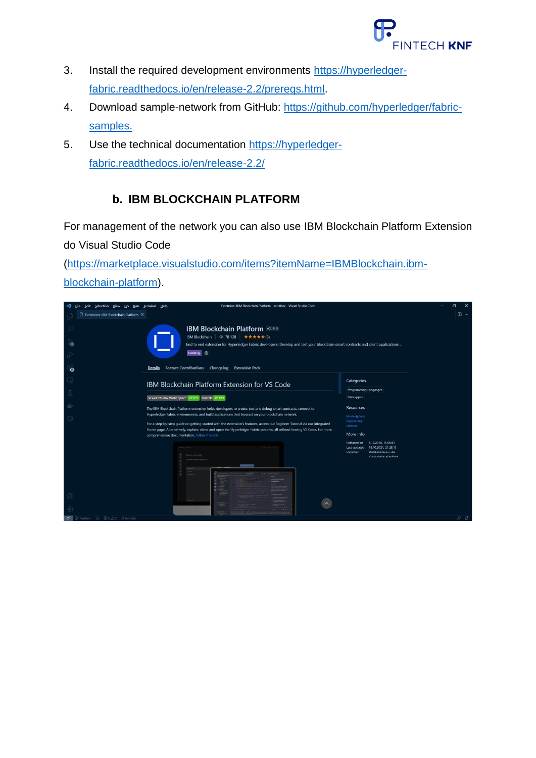3. Install the required development environments https://hyperledger-fabric.readthedocs.io/en/release-2.2/prereqs.html.
4. Download sample-network from GitHub: https://github.com/hyperledger/fabric-samples.
5. Use the technical documentation https://hyperledger-fabric.readthedocs.io/en/release-2.2/

### b. IBM BLOCKCHAIN PLATFORM

For management of the network you can also use IBM Blockchain Platform Extension do Visual Studio Code (https://marketplace.visualstudio.com/items?itemName=IBMBlockchain.ibm-blockchain-platform).